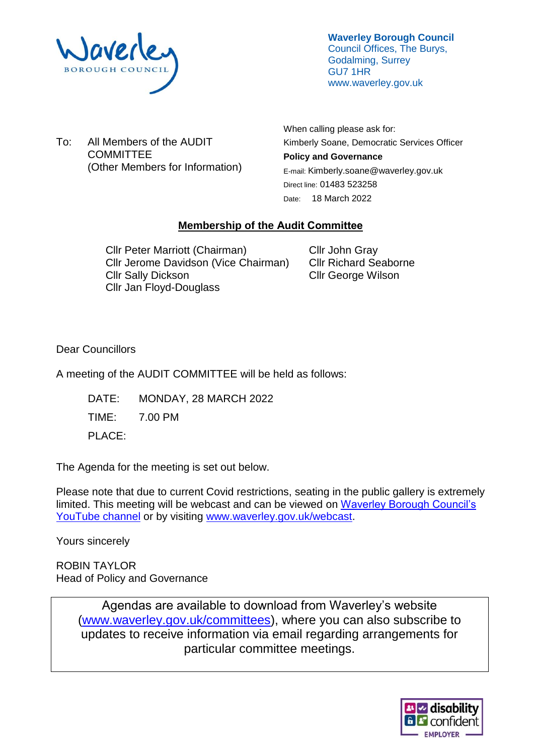**Waverley Borough Council**
Council Offices, The Burys,
Godalming, Surrey
GU7 1HR
www.waverley.gov.uk

To: All Members of the AUDIT COMMITTEE
(Other Members for Information)

When calling please ask for:
Kimberly Soane, Democratic Services Officer
**Policy and Governance**
E-mail: Kimberly.soane@waverley.gov.uk
Direct line: 01483 523258
Date: 18 March 2022

## Membership of the Audit Committee

Cllr Peter Marriott (Chairman)
Cllr Jerome Davidson (Vice Chairman)
Cllr Sally Dickson
Cllr Jan Floyd-Douglass
Cllr John Gray
Cllr Richard Seaborne
Cllr George Wilson

Dear Councillors

A meeting of the AUDIT COMMITTEE will be held as follows:

DATE: MONDAY, 28 MARCH 2022

TIME: 7.00 PM

PLACE:

The Agenda for the meeting is set out below.

Please note that due to current Covid restrictions, seating in the public gallery is extremely limited. This meeting will be webcast and can be viewed on Waverley Borough Council's YouTube channel or by visiting www.waverley.gov.uk/webcast.

Yours sincerely

ROBIN TAYLOR
Head of Policy and Governance

Agendas are available to download from Waverley's website (www.waverley.gov.uk/committees), where you can also subscribe to updates to receive information via email regarding arrangements for particular committee meetings.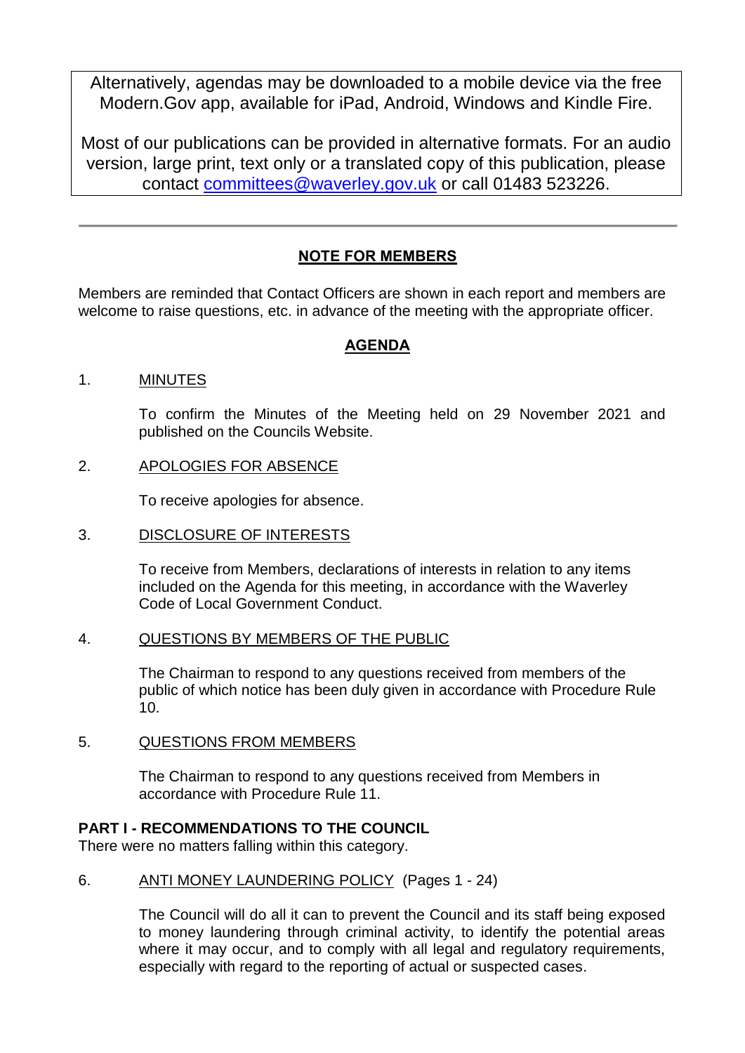Alternatively, agendas may be downloaded to a mobile device via the free Modern.Gov app, available for iPad, Android, Windows and Kindle Fire.

Most of our publications can be provided in alternative formats. For an audio version, large print, text only or a translated copy of this publication, please contact committees@waverley.gov.uk or call 01483 523226.

---

## NOTE FOR MEMBERS

Members are reminded that Contact Officers are shown in each report and members are welcome to raise questions, etc. in advance of the meeting with the appropriate officer.

## AGENDA

1. MINUTES

   To confirm the Minutes of the Meeting held on 29 November 2021 and published on the Councils Website.

2. APOLOGIES FOR ABSENCE

   To receive apologies for absence.

3. DISCLOSURE OF INTERESTS

   To receive from Members, declarations of interests in relation to any items included on the Agenda for this meeting, in accordance with the Waverley Code of Local Government Conduct.

4. QUESTIONS BY MEMBERS OF THE PUBLIC

   The Chairman to respond to any questions received from members of the public of which notice has been duly given in accordance with Procedure Rule 10.

5. QUESTIONS FROM MEMBERS

   The Chairman to respond to any questions received from Members in accordance with Procedure Rule 11.

**PART I - RECOMMENDATIONS TO THE COUNCIL**
There were no matters falling within this category.

6. ANTI MONEY LAUNDERING POLICY (Pages 1 - 24)

   The Council will do all it can to prevent the Council and its staff being exposed to money laundering through criminal activity, to identify the potential areas where it may occur, and to comply with all legal and regulatory requirements, especially with regard to the reporting of actual or suspected cases.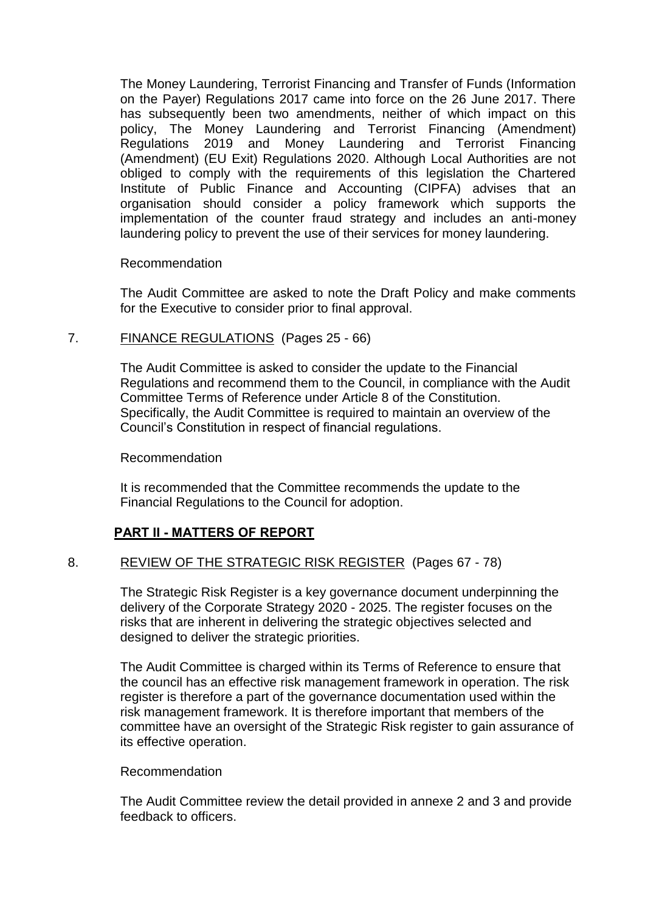The Money Laundering, Terrorist Financing and Transfer of Funds (Information on the Payer) Regulations 2017 came into force on the 26 June 2017. There has subsequently been two amendments, neither of which impact on this policy, The Money Laundering and Terrorist Financing (Amendment) Regulations 2019 and Money Laundering and Terrorist Financing (Amendment) (EU Exit) Regulations 2020. Although Local Authorities are not obliged to comply with the requirements of this legislation the Chartered Institute of Public Finance and Accounting (CIPFA) advises that an organisation should consider a policy framework which supports the implementation of the counter fraud strategy and includes an anti-money laundering policy to prevent the use of their services for money laundering.

Recommendation

The Audit Committee are asked to note the Draft Policy and make comments for the Executive to consider prior to final approval.

7. FINANCE REGULATIONS (Pages 25 - 66)

The Audit Committee is asked to consider the update to the Financial Regulations and recommend them to the Council, in compliance with the Audit Committee Terms of Reference under Article 8 of the Constitution. Specifically, the Audit Committee is required to maintain an overview of the Council's Constitution in respect of financial regulations.

Recommendation

It is recommended that the Committee recommends the update to the Financial Regulations to the Council for adoption.

## PART II - MATTERS OF REPORT

8. REVIEW OF THE STRATEGIC RISK REGISTER (Pages 67 - 78)

The Strategic Risk Register is a key governance document underpinning the delivery of the Corporate Strategy 2020 - 2025. The register focuses on the risks that are inherent in delivering the strategic objectives selected and designed to deliver the strategic priorities.

The Audit Committee is charged within its Terms of Reference to ensure that the council has an effective risk management framework in operation. The risk register is therefore a part of the governance documentation used within the risk management framework. It is therefore important that members of the committee have an oversight of the Strategic Risk register to gain assurance of its effective operation.

Recommendation

The Audit Committee review the detail provided in annexe 2 and 3 and provide feedback to officers.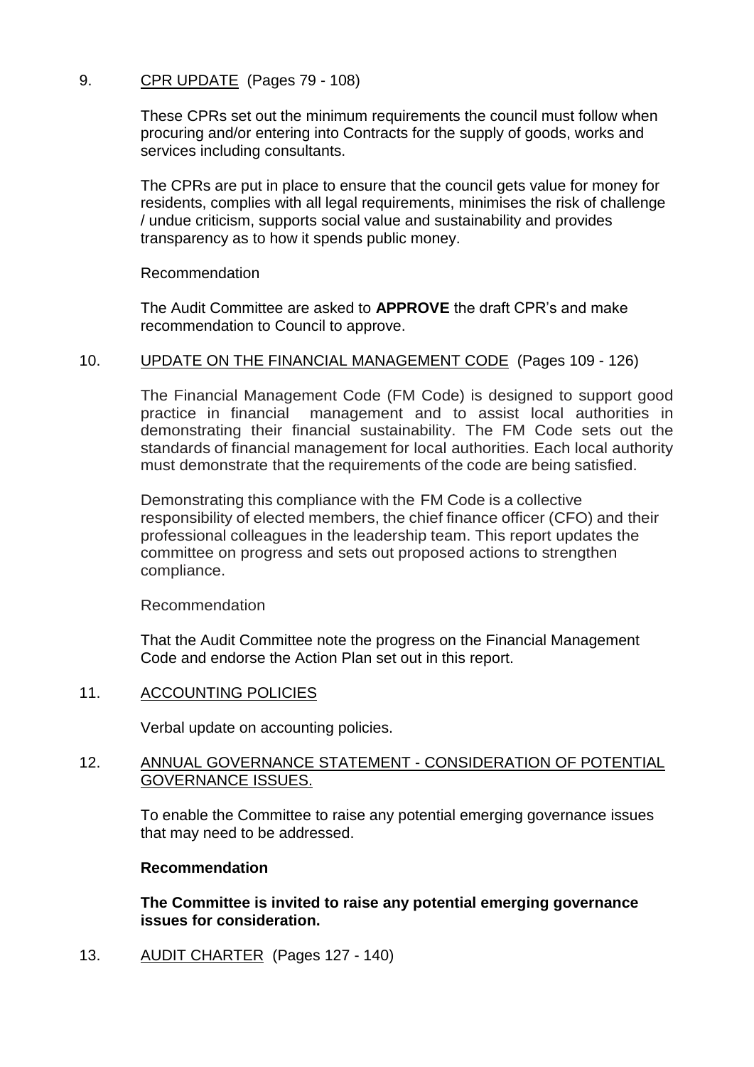9. CPR UPDATE (Pages 79 - 108)

These CPRs set out the minimum requirements the council must follow when procuring and/or entering into Contracts for the supply of goods, works and services including consultants.

The CPRs are put in place to ensure that the council gets value for money for residents, complies with all legal requirements, minimises the risk of challenge / undue criticism, supports social value and sustainability and provides transparency as to how it spends public money.

Recommendation

The Audit Committee are asked to **APPROVE** the draft CPR's and make recommendation to Council to approve.

10. UPDATE ON THE FINANCIAL MANAGEMENT CODE (Pages 109 - 126)

The Financial Management Code (FM Code) is designed to support good practice in financial management and to assist local authorities in demonstrating their financial sustainability. The FM Code sets out the standards of financial management for local authorities. Each local authority must demonstrate that the requirements of the code are being satisfied.

Demonstrating this compliance with the FM Code is a collective responsibility of elected members, the chief finance officer (CFO) and their professional colleagues in the leadership team. This report updates the committee on progress and sets out proposed actions to strengthen compliance.

Recommendation

That the Audit Committee note the progress on the Financial Management Code and endorse the Action Plan set out in this report.

11. ACCOUNTING POLICIES

Verbal update on accounting policies.

12. ANNUAL GOVERNANCE STATEMENT - CONSIDERATION OF POTENTIAL GOVERNANCE ISSUES.

To enable the Committee to raise any potential emerging governance issues that may need to be addressed.

**Recommendation**

**The Committee is invited to raise any potential emerging governance issues for consideration.**

13. AUDIT CHARTER (Pages 127 - 140)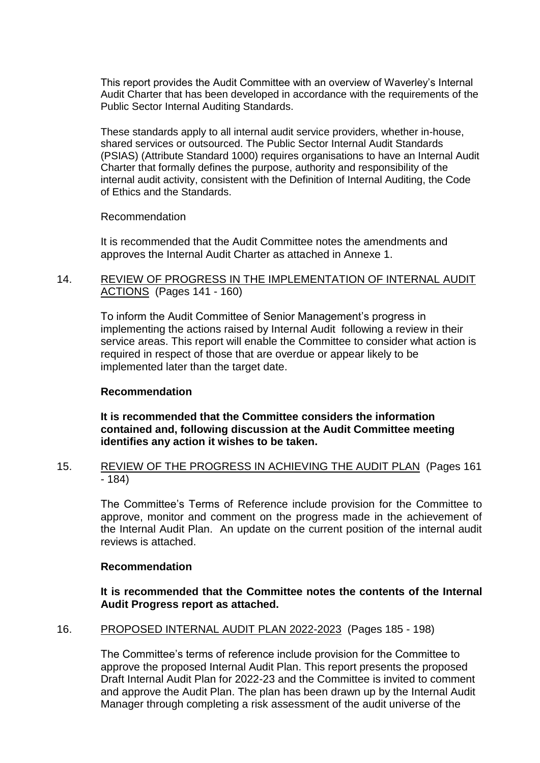This report provides the Audit Committee with an overview of Waverley's Internal Audit Charter that has been developed in accordance with the requirements of the Public Sector Internal Auditing Standards.

These standards apply to all internal audit service providers, whether in-house, shared services or outsourced. The Public Sector Internal Audit Standards (PSIAS) (Attribute Standard 1000) requires organisations to have an Internal Audit Charter that formally defines the purpose, authority and responsibility of the internal audit activity, consistent with the Definition of Internal Auditing, the Code of Ethics and the Standards.

Recommendation

It is recommended that the Audit Committee notes the amendments and approves the Internal Audit Charter as attached in Annexe 1.

14. REVIEW OF PROGRESS IN THE IMPLEMENTATION OF INTERNAL AUDIT ACTIONS (Pages 141 - 160)

To inform the Audit Committee of Senior Management's progress in implementing the actions raised by Internal Audit following a review in their service areas. This report will enable the Committee to consider what action is required in respect of those that are overdue or appear likely to be implemented later than the target date.

**Recommendation**

**It is recommended that the Committee considers the information contained and, following discussion at the Audit Committee meeting identifies any action it wishes to be taken.**

15. REVIEW OF THE PROGRESS IN ACHIEVING THE AUDIT PLAN (Pages 161 - 184)

The Committee's Terms of Reference include provision for the Committee to approve, monitor and comment on the progress made in the achievement of the Internal Audit Plan. An update on the current position of the internal audit reviews is attached.

**Recommendation**

**It is recommended that the Committee notes the contents of the Internal Audit Progress report as attached.**

16. PROPOSED INTERNAL AUDIT PLAN 2022-2023 (Pages 185 - 198)

The Committee's terms of reference include provision for the Committee to approve the proposed Internal Audit Plan. This report presents the proposed Draft Internal Audit Plan for 2022-23 and the Committee is invited to comment and approve the Audit Plan. The plan has been drawn up by the Internal Audit Manager through completing a risk assessment of the audit universe of the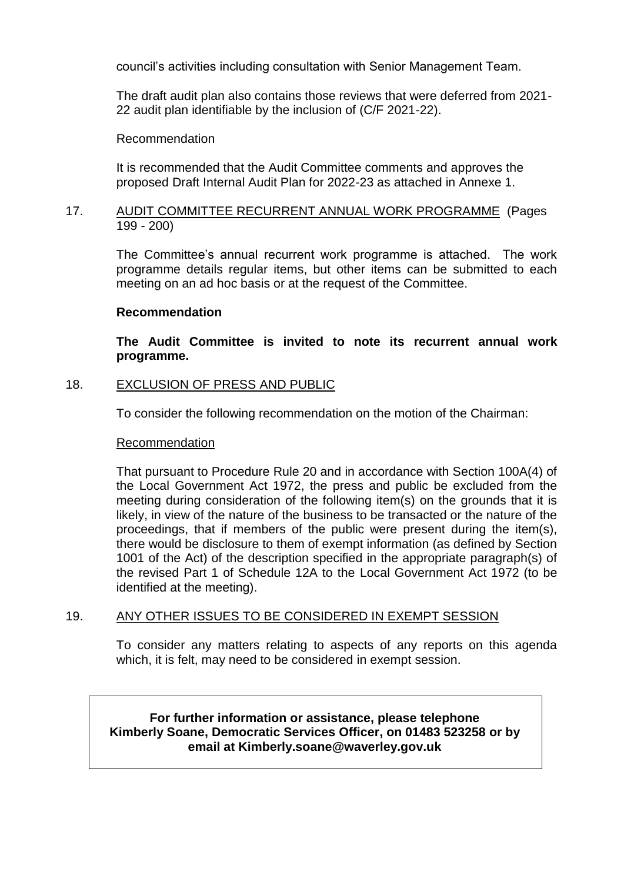council's activities including consultation with Senior Management Team.

The draft audit plan also contains those reviews that were deferred from 2021-22 audit plan identifiable by the inclusion of (C/F 2021-22).

Recommendation

It is recommended that the Audit Committee comments and approves the proposed Draft Internal Audit Plan for 2022-23 as attached in Annexe 1.

17. AUDIT COMMITTEE RECURRENT ANNUAL WORK PROGRAMME (Pages 199 - 200)

The Committee's annual recurrent work programme is attached. The work programme details regular items, but other items can be submitted to each meeting on an ad hoc basis or at the request of the Committee.

**Recommendation**

**The Audit Committee is invited to note its recurrent annual work programme.**

18. EXCLUSION OF PRESS AND PUBLIC

To consider the following recommendation on the motion of the Chairman:

Recommendation

That pursuant to Procedure Rule 20 and in accordance with Section 100A(4) of the Local Government Act 1972, the press and public be excluded from the meeting during consideration of the following item(s) on the grounds that it is likely, in view of the nature of the business to be transacted or the nature of the proceedings, that if members of the public were present during the item(s), there would be disclosure to them of exempt information (as defined by Section 1001 of the Act) of the description specified in the appropriate paragraph(s) of the revised Part 1 of Schedule 12A to the Local Government Act 1972 (to be identified at the meeting).

19. ANY OTHER ISSUES TO BE CONSIDERED IN EXEMPT SESSION

To consider any matters relating to aspects of any reports on this agenda which, it is felt, may need to be considered in exempt session.

**For further information or assistance, please telephone Kimberly Soane, Democratic Services Officer, on 01483 523258 or by email at Kimberly.soane@waverley.gov.uk**